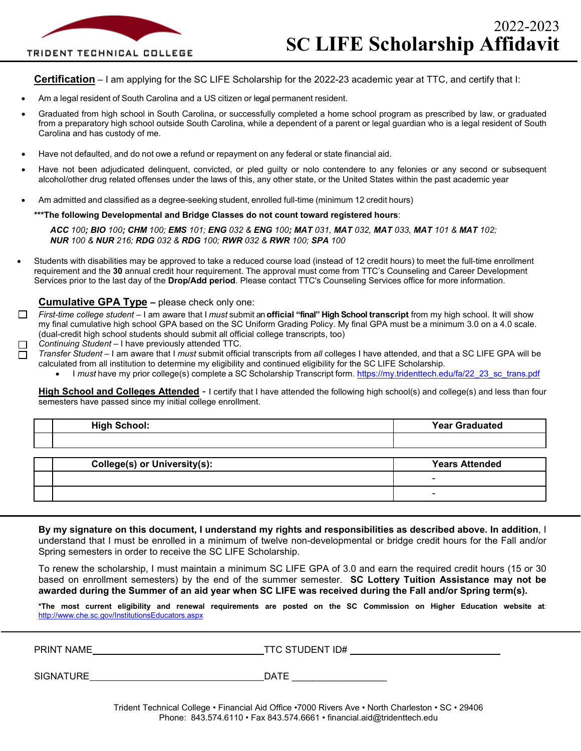TRIDENT TECHNICAL COLLEGE

# 2022-2023 SC LIFE Scholarship Affidavit

**Certification** – I am applying for the SC LIFE Scholarship for the 2022-23 academic year at TTC, and certify that I:

- Am a legal resident of South Carolina and a US citizen or legal permanent resident.
- Graduated from high school in South Carolina, or successfully completed a home school program as prescribed by law, or graduated from a preparatory high school outside South Carolina, while a dependent of a parent or legal guardian who is a legal resident of South Carolina and has custody of me.
- Have not defaulted, and do not owe a refund or repayment on any federal or state financial aid.
- Have not been adjudicated delinquent, convicted, or pled guilty or nolo contendere to any felonies or any second or subsequent alcohol/other drug related offenses under the laws of this, any other state, or the United States within the past academic year
- Am admitted and classified as a degree-seeking student, enrolled full-time (minimum 12 credit hours)

**\*\*\*The following Developmental and Bridge Classes do not count toward registered hours**:

*__ACC__ 100; __BIO__ 100; __CHM__ 100; __EMS__ 101; __ENG__ 032 & __ENG__ 100; __MAT__ 031, __MAT__ 032, __MAT__ 033, __MAT__ 101 & __MAT__ 102; __NUR__ 100 & __NUR__ 216; __RDG__ 032 & __RDG__ 100; __RWR__ 032 & __RWR__ 100; __SPA__ 100*

- Students with disabilities may be approved to take a reduced course load (instead of 12 credit hours) to meet the full-time enrollment requirement and the **30** annual credit hour requirement. The approval must come from TTC's Counseling and Career Development Services prior to the last day of the **Drop/Add period**. Please contact TTC's Counseling Services office for more information.

**Cumulative GPA Type –** please check only one:

☐ *First-time college student* – I am aware that I *must* submit an **official "final" High School transcript** from my high school. It will show my final cumulative high school GPA based on the SC Uniform Grading Policy. My final GPA must be a minimum 3.0 on a 4.0 scale. (dual-credit high school students should submit all official college transcripts, too)

☐ *Continuing Student* – I have previously attended TTC.

☐ *Transfer Student* – I am aware that I *must* submit official transcripts from *all* colleges I have attended, and that a SC LIFE GPA will be calculated from all institution to determine my eligibility and continued eligibility for the SC LIFE Scholarship.

- I *must* have my prior college(s) complete a SC Scholarship Transcript form. https://my.tridenttech.edu/fa/22_23_sc_trans.pdf

**High School and Colleges Attended** - I certify that I have attended the following high school(s) and college(s) and less than four semesters have passed since my initial college enrollment.

| | High School: | Year Graduated |
|---|---|---|
| | | |

| | College(s) or University(s): | Years Attended |
|---|---|---|
| | | - |
| | | - |

**By my signature on this document, I understand my rights and responsibilities as described above. In addition**, I understand that I must be enrolled in a minimum of twelve non-developmental or bridge credit hours for the Fall and/or Spring semesters in order to receive the SC LIFE Scholarship.

To renew the scholarship, I must maintain a minimum SC LIFE GPA of 3.0 and earn the required credit hours (15 or 30 based on enrollment semesters) by the end of the summer semester. **SC Lottery Tuition Assistance may not be awarded during the Summer of an aid year when SC LIFE was received during the Fall and/or Spring term(s).**

**\*The most current eligibility and renewal requirements are posted on the SC Commission on Higher Education website at:** http://www.che.sc.gov/InstitutionsEducators.aspx

PRINT NAME\_\_\_\_\_\_\_\_\_\_\_\_\_\_\_\_\_\_\_\_\_\_\_\_\_\_\_\_ TTC STUDENT ID# \_\_\_\_\_\_\_\_\_\_\_\_\_\_\_\_\_\_\_\_\_\_\_\_

SIGNATURE\_\_\_\_\_\_\_\_\_\_\_\_\_\_\_\_\_\_\_\_\_\_\_\_\_\_\_\_ DATE \_\_\_\_\_\_\_\_\_\_\_\_\_\_\_\_\_\_

Trident Technical College • Financial Aid Office •7000 Rivers Ave • North Charleston • SC • 29406
Phone: 843.574.6110 • Fax 843.574.6661 • financial.aid@tridenttech.edu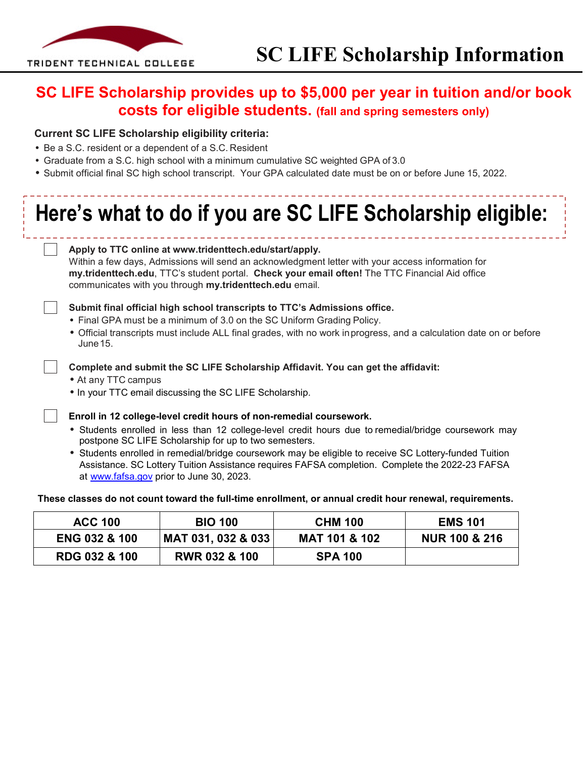TRIDENT TECHNICAL COLLEGE

# SC LIFE Scholarship Information

**SC LIFE Scholarship provides up to $5,000 per year in tuition and/or book costs for eligible students. (fall and spring semesters only)**

**Current SC LIFE Scholarship eligibility criteria:**

- Be a S.C. resident or a dependent of a S.C. Resident
- Graduate from a S.C. high school with a minimum cumulative SC weighted GPA of 3.0
- Submit official final SC high school transcript. Your GPA calculated date must be on or before June 15, 2022.

## Here's what to do if you are SC LIFE Scholarship eligible:

- [ ] **Apply to TTC online at www.tridenttech.edu/start/apply.**
  Within a few days, Admissions will send an acknowledgment letter with your access information for **my.tridenttech.edu**, TTC's student portal. **Check your email often!** The TTC Financial Aid office communicates with you through **my.tridenttech.edu** email.

- [ ] **Submit final official high school transcripts to TTC's Admissions office.**
  - Final GPA must be a minimum of 3.0 on the SC Uniform Grading Policy.
  - Official transcripts must include ALL final grades, with no work in progress, and a calculation date on or before June 15.

- [ ] **Complete and submit the SC LIFE Scholarship Affidavit. You can get the affidavit:**
  - At any TTC campus
  - In your TTC email discussing the SC LIFE Scholarship.

- [ ] **Enroll in 12 college-level credit hours of non-remedial coursework.**
  - Students enrolled in less than 12 college-level credit hours due to remedial/bridge coursework may postpone SC LIFE Scholarship for up to two semesters.
  - Students enrolled in remedial/bridge coursework may be eligible to receive SC Lottery-funded Tuition Assistance. SC Lottery Tuition Assistance requires FAFSA completion. Complete the 2022-23 FAFSA at www.fafsa.gov prior to June 30, 2023.

**These classes do not count toward the full-time enrollment, or annual credit hour renewal, requirements.**

| ACC 100 | BIO 100 | CHM 100 | EMS 101 |
|---|---|---|---|
| ENG 032 & 100 | MAT 031, 032 & 033 | MAT 101 & 102 | NUR 100 & 216 |
| RDG 032 & 100 | RWR 032 & 100 | SPA 100 | |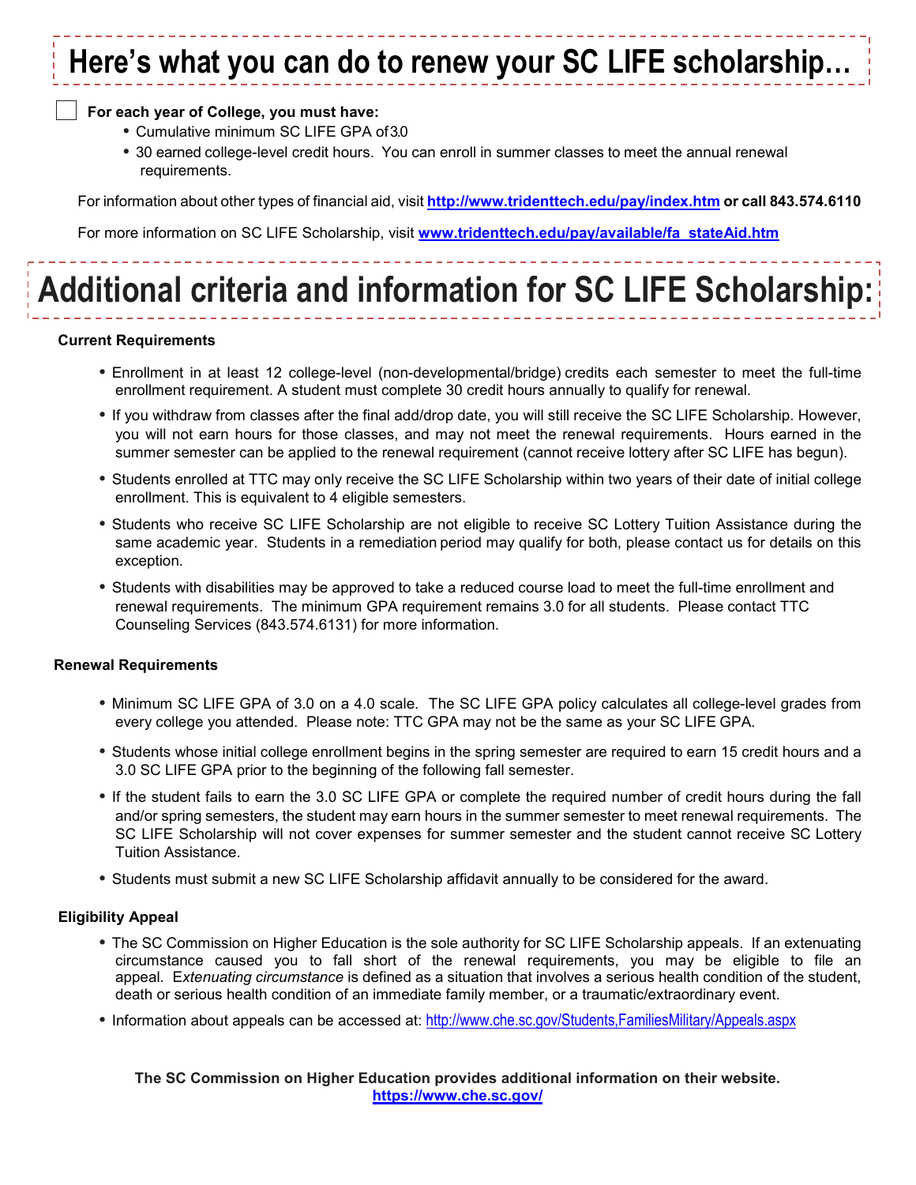# Here's what you can do to renew your SC LIFE scholarship…

☐ **For each year of College, you must have:**

- Cumulative minimum SC LIFE GPA of 3.0
- 30 earned college-level credit hours. You can enroll in summer classes to meet the annual renewal requirements.

For information about other types of financial aid, visit **http://www.tridenttech.edu/pay/index.htm or call 843.574.6110**

For more information on SC LIFE Scholarship, visit **www.tridenttech.edu/pay/available/fa_stateAid.htm**

# Additional criteria and information for SC LIFE Scholarship:

**Current Requirements**

- Enrollment in at least 12 college-level (non-developmental/bridge) credits each semester to meet the full-time enrollment requirement. A student must complete 30 credit hours annually to qualify for renewal.
- If you withdraw from classes after the final add/drop date, you will still receive the SC LIFE Scholarship. However, you will not earn hours for those classes, and may not meet the renewal requirements. Hours earned in the summer semester can be applied to the renewal requirement (cannot receive lottery after SC LIFE has begun).
- Students enrolled at TTC may only receive the SC LIFE Scholarship within two years of their date of initial college enrollment. This is equivalent to 4 eligible semesters.
- Students who receive SC LIFE Scholarship are not eligible to receive SC Lottery Tuition Assistance during the same academic year. Students in a remediation period may qualify for both, please contact us for details on this exception.
- Students with disabilities may be approved to take a reduced course load to meet the full-time enrollment and renewal requirements. The minimum GPA requirement remains 3.0 for all students. Please contact TTC Counseling Services (843.574.6131) for more information.

**Renewal Requirements**

- Minimum SC LIFE GPA of 3.0 on a 4.0 scale. The SC LIFE GPA policy calculates all college-level grades from every college you attended. Please note: TTC GPA may not be the same as your SC LIFE GPA.
- Students whose initial college enrollment begins in the spring semester are required to earn 15 credit hours and a 3.0 SC LIFE GPA prior to the beginning of the following fall semester.
- If the student fails to earn the 3.0 SC LIFE GPA or complete the required number of credit hours during the fall and/or spring semesters, the student may earn hours in the summer semester to meet renewal requirements. The SC LIFE Scholarship will not cover expenses for summer semester and the student cannot receive SC Lottery Tuition Assistance.
- Students must submit a new SC LIFE Scholarship affidavit annually to be considered for the award.

**Eligibility Appeal**

- The SC Commission on Higher Education is the sole authority for SC LIFE Scholarship appeals. If an extenuating circumstance caused you to fall short of the renewal requirements, you may be eligible to file an appeal. E*xtenuating circumstance* is defined as a situation that involves a serious health condition of the student, death or serious health condition of an immediate family member, or a traumatic/extraordinary event.
- Information about appeals can be accessed at: http://www.che.sc.gov/Students,FamiliesMilitary/Appeals.aspx

**The SC Commission on Higher Education provides additional information on their website.**
**https://www.che.sc.gov/**